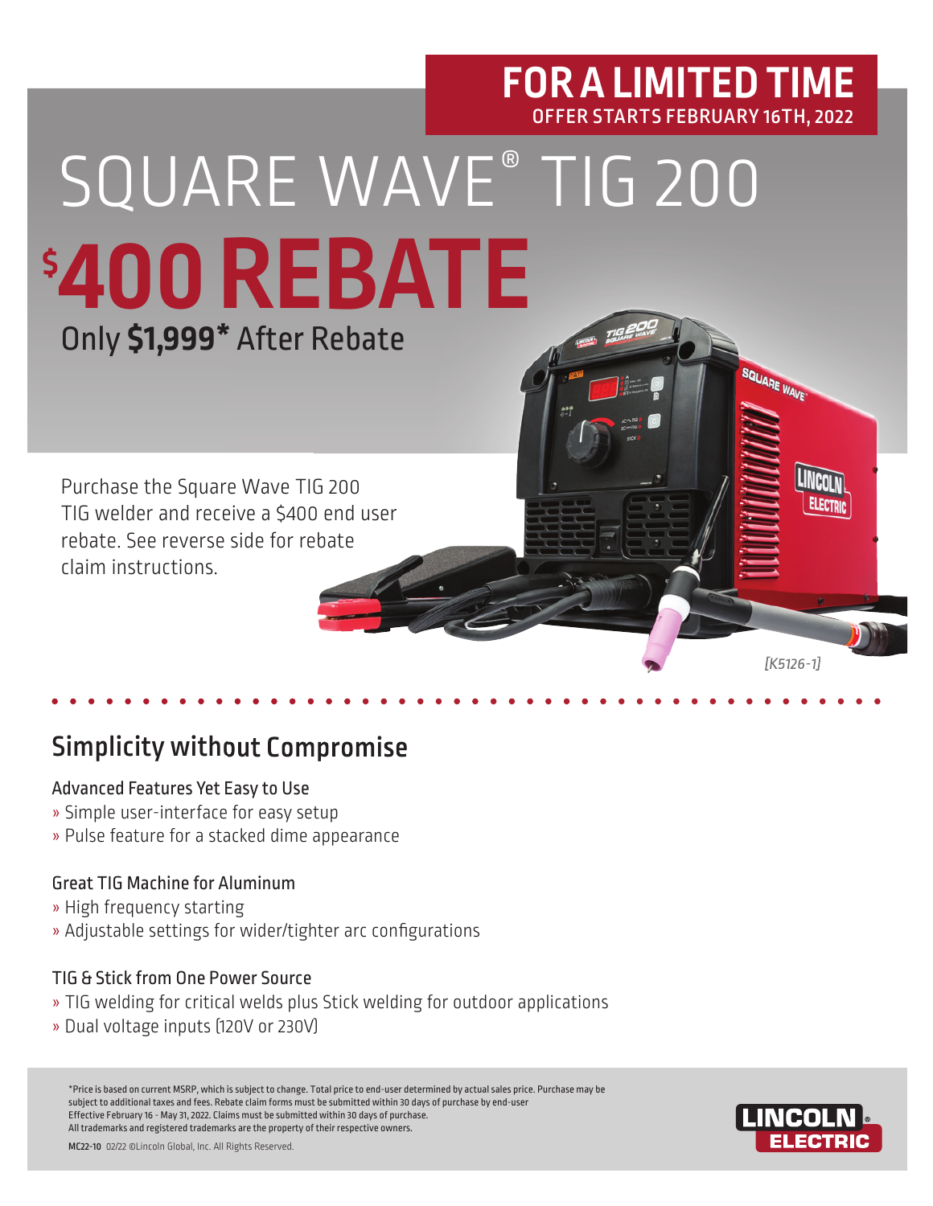**FOR A LIMITED TIME**
OFFER STARTS FEBRUARY 16TH, 2022

# SQUARE WAVE® TIG 200

# $400 REBATE

Only **$1,999*** After Rebate

Purchase the Square Wave TIG 200 TIG welder and receive a $400 end user rebate. See reverse side for rebate claim instructions.

[K5126-1]

## Simplicity without Compromise

### Advanced Features Yet Easy to Use

» Simple user-interface for easy setup
» Pulse feature for a stacked dime appearance

### Great TIG Machine for Aluminum

» High frequency starting
» Adjustable settings for wider/tighter arc configurations

### TIG & Stick from One Power Source

» TIG welding for critical welds plus Stick welding for outdoor applications
» Dual voltage inputs (120V or 230V)

*Price is based on current MSRP, which is subject to change. Total price to end-user determined by actual sales price. Purchase may be subject to additional taxes and fees. Rebate claim forms must be submitted within 30 days of purchase by end-user
Effective February 16 - May 31, 2022. Claims must be submitted within 30 days of purchase.
All trademarks and registered trademarks are the property of their respective owners.

**MC22-10** 02/22 ©Lincoln Global, Inc. All Rights Reserved.

LINCOLN® ELECTRIC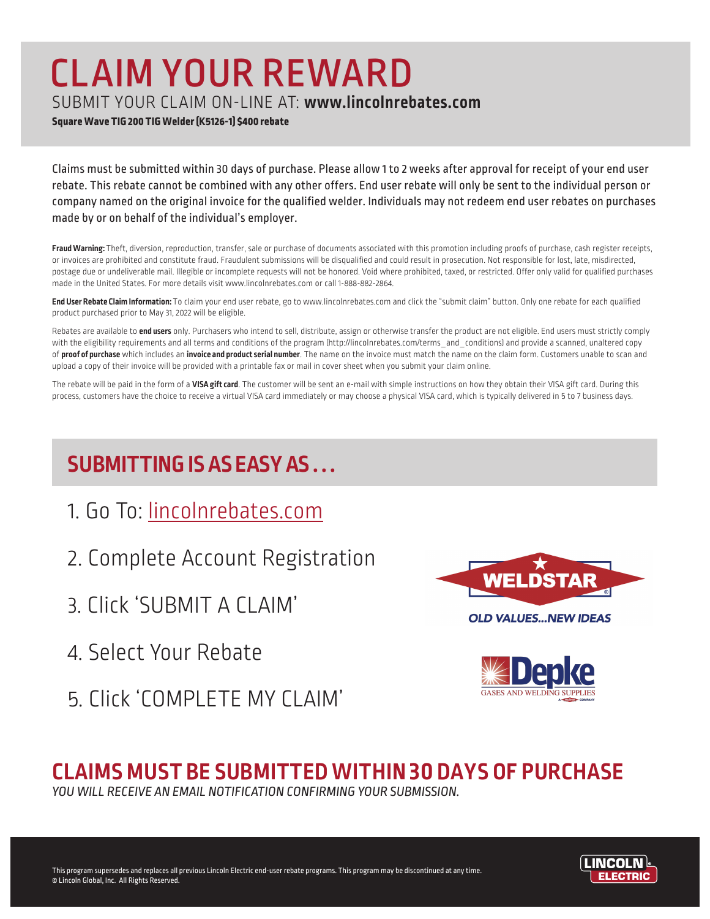# CLAIM YOUR REWARD

SUBMIT YOUR CLAIM ON-LINE AT: **www.lincolnrebates.com**

**Square Wave TIG 200 TIG Welder (K5126-1) $400 rebate**

Claims must be submitted within 30 days of purchase. Please allow 1 to 2 weeks after approval for receipt of your end user rebate. This rebate cannot be combined with any other offers. End user rebate will only be sent to the individual person or company named on the original invoice for the qualified welder. Individuals may not redeem end user rebates on purchases made by or on behalf of the individual's employer.

**Fraud Warning:** Theft, diversion, reproduction, transfer, sale or purchase of documents associated with this promotion including proofs of purchase, cash register receipts, or invoices are prohibited and constitute fraud. Fraudulent submissions will be disqualified and could result in prosecution. Not responsible for lost, late, misdirected, postage due or undeliverable mail. Illegible or incomplete requests will not be honored. Void where prohibited, taxed, or restricted. Offer only valid for qualified purchases made in the United States. For more details visit www.lincolnrebates.com or call 1-888-882-2864.

**End User Rebate Claim Information:** To claim your end user rebate, go to www.lincolnrebates.com and click the "submit claim" button. Only one rebate for each qualified product purchased prior to May 31, 2022 will be eligible.

Rebates are available to **end users** only. Purchasers who intend to sell, distribute, assign or otherwise transfer the product are not eligible. End users must strictly comply with the eligibility requirements and all terms and conditions of the program (http://lincolnrebates.com/terms_and_conditions) and provide a scanned, unaltered copy of **proof of purchase** which includes an **invoice and product serial number**. The name on the invoice must match the name on the claim form. Customers unable to scan and upload a copy of their invoice will be provided with a printable fax or mail in cover sheet when you submit your claim online.

The rebate will be paid in the form of a **VISA gift card**. The customer will be sent an e-mail with simple instructions on how they obtain their VISA gift card. During this process, customers have the choice to receive a virtual VISA card immediately or may choose a physical VISA card, which is typically delivered in 5 to 7 business days.

## SUBMITTING IS AS EASY AS . . .

1. Go To: lincolnrebates.com
2. Complete Account Registration
3. Click 'SUBMIT A CLAIM'
4. Select Your Rebate
5. Click 'COMPLETE MY CLAIM'

WELDSTAR

OLD VALUES...NEW IDEAS

Depke

GASES AND WELDING SUPPLIES

## CLAIMS MUST BE SUBMITTED WITHIN 30 DAYS OF PURCHASE

*YOU WILL RECEIVE AN EMAIL NOTIFICATION CONFIRMING YOUR SUBMISSION.*

This program supersedes and replaces all previous Lincoln Electric end-user rebate programs. This program may be discontinued at any time.
© Lincoln Global, Inc. All Rights Reserved.

LINCOLN ELECTRIC